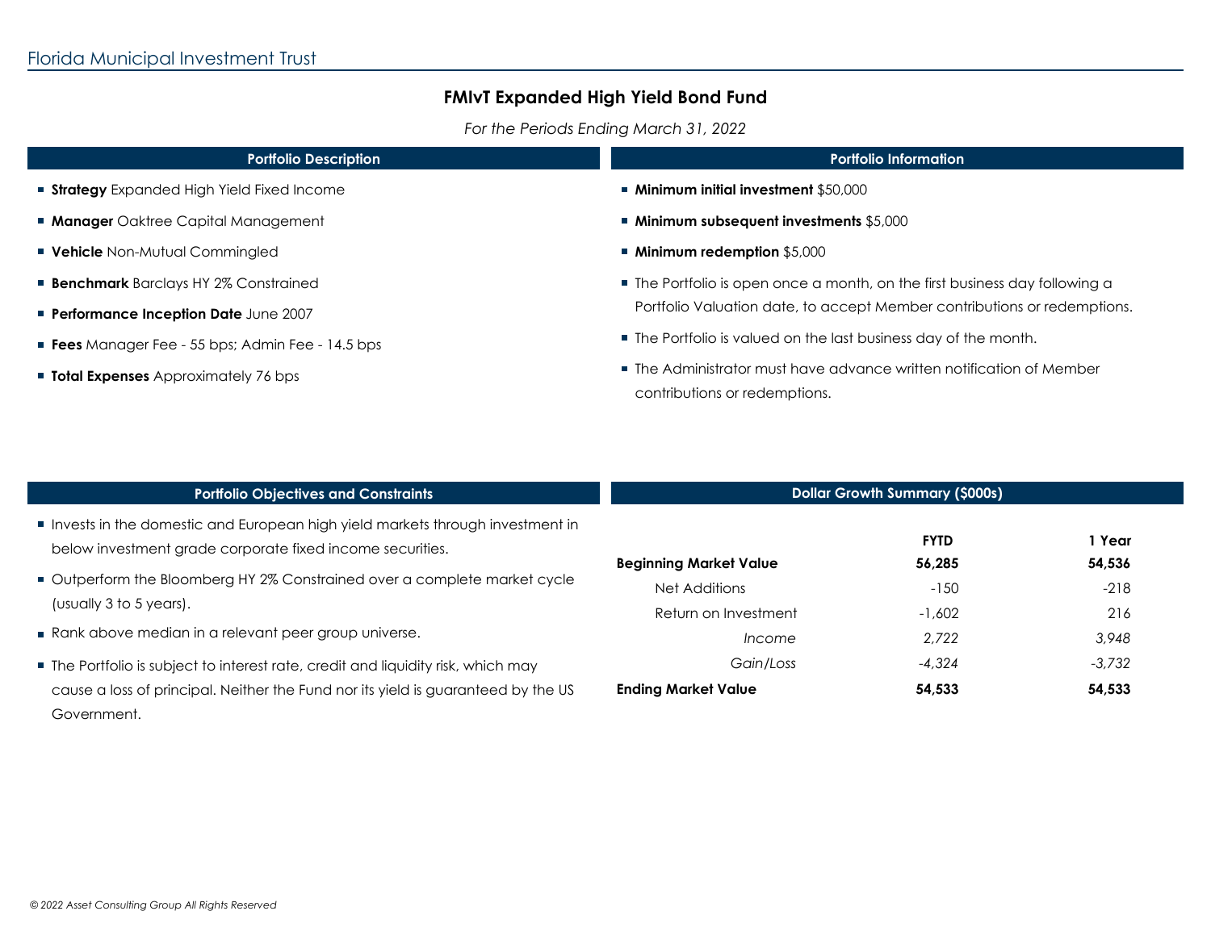Florida Municipal Investment Trust

# FMIvT Expanded High Yield Bond Fund

*For the Periods Ending March 31, 2022*

## Portfolio Description

- **Strategy** Expanded High Yield Fixed Income
- **Manager** Oaktree Capital Management
- **Vehicle** Non-Mutual Commingled
- **Benchmark** Barclays HY 2% Constrained
- **Performance Inception Date** June 2007
- **Fees** Manager Fee - 55 bps; Admin Fee - 14.5 bps
- **Total Expenses** Approximately 76 bps

## Portfolio Information

- **Minimum initial investment** $50,000
- **Minimum subsequent investments** $5,000
- **Minimum redemption** $5,000
- The Portfolio is open once a month, on the first business day following a Portfolio Valuation date, to accept Member contributions or redemptions.
- The Portfolio is valued on the last business day of the month.
- The Administrator must have advance written notification of Member contributions or redemptions.

## Portfolio Objectives and Constraints

- Invests in the domestic and European high yield markets through investment in below investment grade corporate fixed income securities.
- Outperform the Bloomberg HY 2% Constrained over a complete market cycle (usually 3 to 5 years).
- Rank above median in a relevant peer group universe.
- The Portfolio is subject to interest rate, credit and liquidity risk, which may cause a loss of principal. Neither the Fund nor its yield is guaranteed by the US Government.

## Dollar Growth Summary ($000s)

| | **FYTD** | **1 Year** |
|---|---|---|
| **Beginning Market Value** | **56,285** | **54,536** |
| Net Additions | -150 | -218 |
| Return on Investment | -1,602 | 216 |
| *Income* | *2,722* | *3,948* |
| *Gain/Loss* | *-4,324* | *-3,732* |
| **Ending Market Value** | **54,533** | **54,533** |

*© 2022 Asset Consulting Group All Rights Reserved*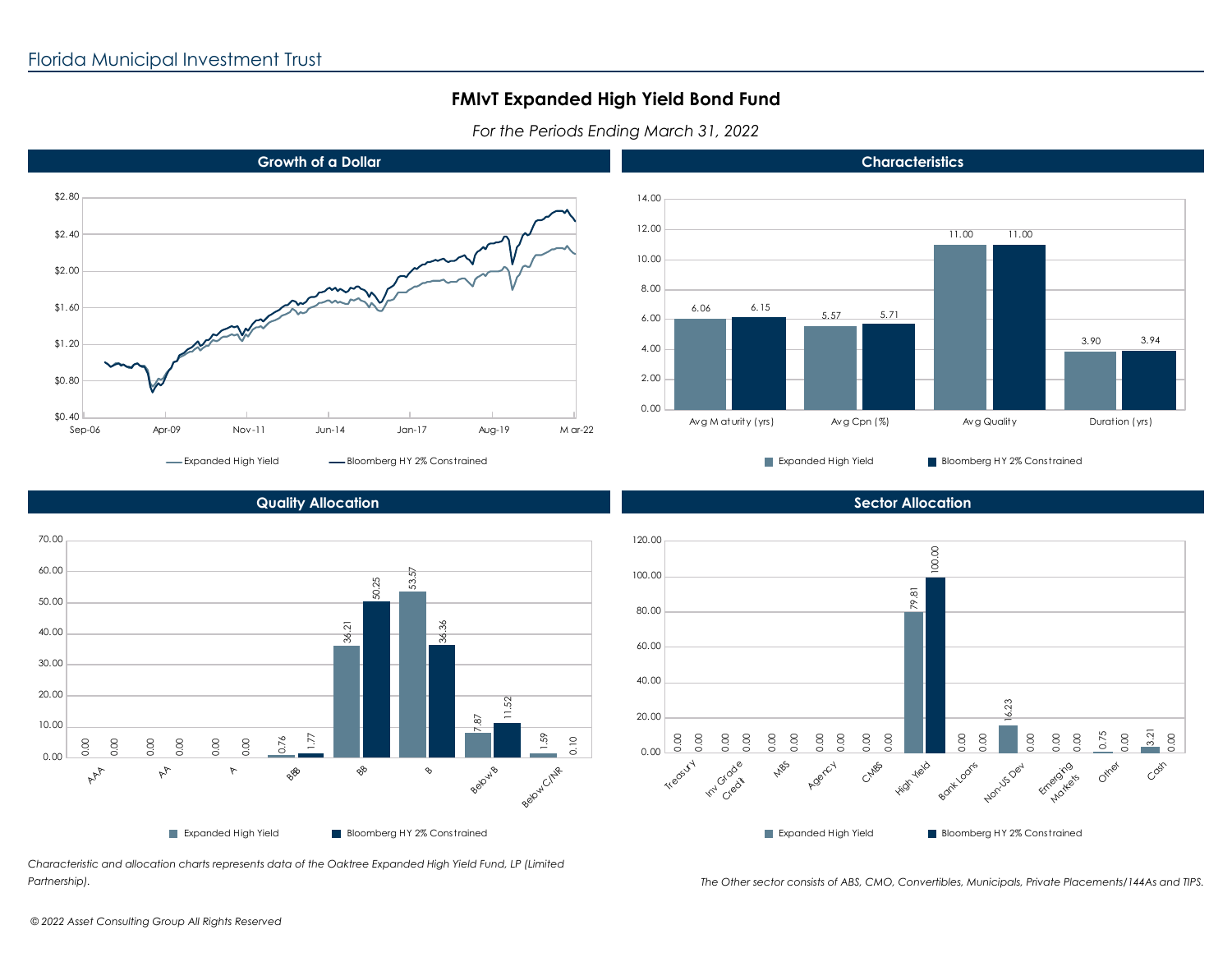Florida Municipal Investment Trust

# FMIvT Expanded High Yield Bond Fund

*For the Periods Ending March 31, 2022*

## Growth of a Dollar

Legend: Expanded High Yield; Bloomberg HY 2% Constrained

## Characteristics

| | Expanded High Yield | Bloomberg HY 2% Constrained |
|---|---|---|
| Avg Maturity (yrs) | 6.06 | 6.15 |
| Avg Cpn (%) | 5.57 | 5.71 |
| Avg Quality | 11.00 | 11.00 |
| Duration (yrs) | 3.90 | 3.94 |

## Quality Allocation

| | Expanded High Yield | Bloomberg HY 2% Constrained |
|---|---|---|
| AAA | 0.00 | 0.00 |
| AA | 0.00 | 0.00 |
| A | 0.00 | 0.00 |
| BBB | 0.76 | 1.77 |
| BB | 36.21 | 50.25 |
| B | 53.57 | 36.36 |
| Below B | 7.87 | 11.52 |
| Below C/NR | 1.59 | 0.10 |

## Sector Allocation

| | Expanded High Yield | Bloomberg HY 2% Constrained |
|---|---|---|
| Treasury | 0.00 | 0.00 |
| Inv Grade Credit | 0.00 | 0.00 |
| MBS | 0.00 | 0.00 |
| Agency | 0.00 | 0.00 |
| CMBS | 0.00 | 0.00 |
| High Yield | 79.81 | 100.00 |
| Bank Loans | 0.00 | 0.00 |
| Non-US Dev | 16.23 | 0.00 |
| Emerging Markets | 0.00 | 0.00 |
| Other | 0.75 | 0.00 |
| Cash | 3.21 | 0.00 |

*Characteristic and allocation charts represents data of the Oaktree Expanded High Yield Fund, LP (Limited Partnership).*

*The Other sector consists of ABS, CMO, Convertibles, Municipals, Private Placements/144As and TIPS.*

*© 2022 Asset Consulting Group All Rights Reserved*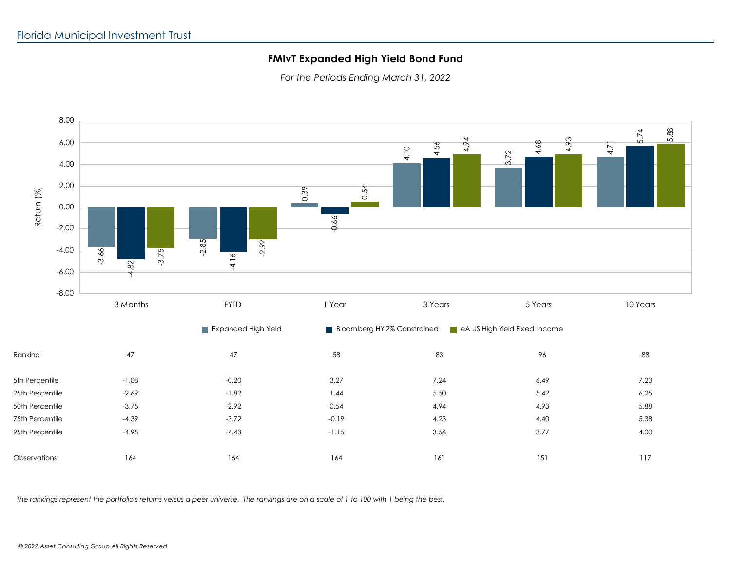## FMIvT Expanded High Yield Bond Fund

*For the Periods Ending March 31, 2022*

| Return (%) | 3 Months | FYTD | 1 Year | 3 Years | 5 Years | 10 Years |
|---|---|---|---|---|---|---|
| Expanded High Yield | -3.66 | -2.85 | 0.39 | 4.10 | 3.72 | 4.71 |
| Bloomberg HY 2% Constrained | -4.82 | -4.16 | -0.66 | 4.56 | 4.68 | 5.74 |
| eA US High Yield Fixed Income | -3.75 | -2.92 | 0.54 | 4.94 | 4.93 | 5.88 |

| | 3 Months | FYTD | 1 Year | 3 Years | 5 Years | 10 Years |
|---|---|---|---|---|---|---|
| Ranking | 47 | 47 | 58 | 83 | 96 | 88 |
| 5th Percentile | -1.08 | -0.20 | 3.27 | 7.24 | 6.49 | 7.23 |
| 25th Percentile | -2.69 | -1.82 | 1.44 | 5.50 | 5.42 | 6.25 |
| 50th Percentile | -3.75 | -2.92 | 0.54 | 4.94 | 4.93 | 5.88 |
| 75th Percentile | -4.39 | -3.72 | -0.19 | 4.23 | 4.40 | 5.38 |
| 95th Percentile | -4.95 | -4.43 | -1.15 | 3.56 | 3.77 | 4.00 |
| Observations | 164 | 164 | 164 | 161 | 151 | 117 |

*The rankings represent the portfolio's returns versus a peer universe. The rankings are on a scale of 1 to 100 with 1 being the best.*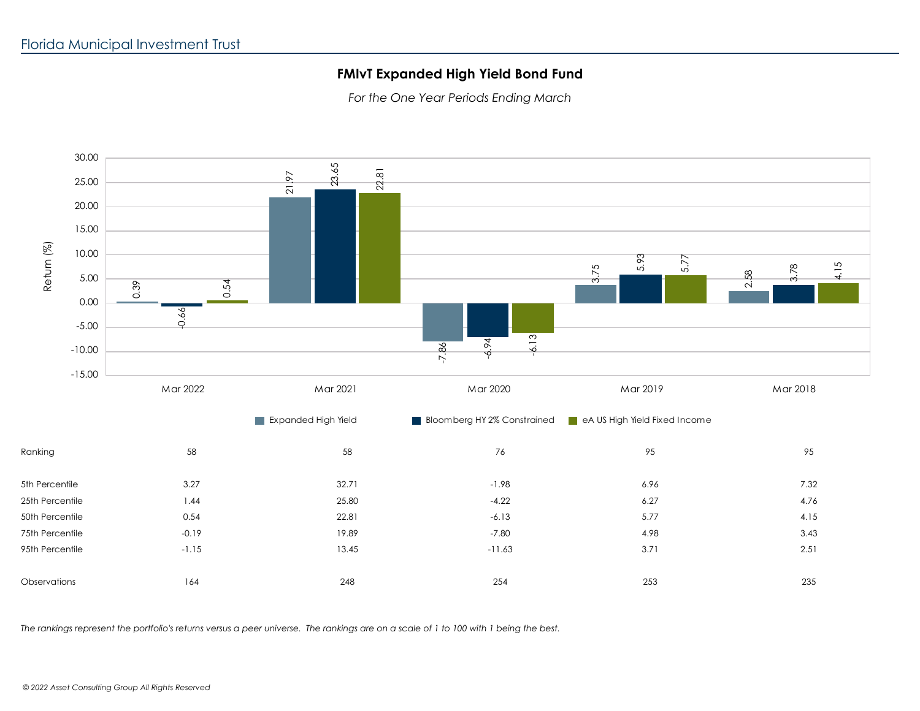Florida Municipal Investment Trust

# FMIvT Expanded High Yield Bond Fund

*For the One Year Periods Ending March*

30.00
25.00
20.00
15.00
10.00
5.00
0.00
-5.00
-10.00
-15.00

Return (%)

0.39 -0.66 0.54
21.97 23.65 22.81
-7.86 -6.94 -6.13
3.75 5.93 5.77
2.58 3.78 4.15

Mar 2022 Mar 2021 Mar 2020 Mar 2019 Mar 2018

Expanded High Yield | Bloomberg HY 2% Constrained | eA US High Yield Fixed Income

| | Mar 2022 | Mar 2021 | Mar 2020 | Mar 2019 | Mar 2018 |
|---|---|---|---|---|---|
| Ranking | 58 | 58 | 76 | 95 | 95 |
| 5th Percentile | 3.27 | 32.71 | -1.98 | 6.96 | 7.32 |
| 25th Percentile | 1.44 | 25.80 | -4.22 | 6.27 | 4.76 |
| 50th Percentile | 0.54 | 22.81 | -6.13 | 5.77 | 4.15 |
| 75th Percentile | -0.19 | 19.89 | -7.80 | 4.98 | 3.43 |
| 95th Percentile | -1.15 | 13.45 | -11.63 | 3.71 | 2.51 |
| Observations | 164 | 248 | 254 | 253 | 235 |

*The rankings represent the portfolio's returns versus a peer universe. The rankings are on a scale of 1 to 100 with 1 being the best.*

*© 2022 Asset Consulting Group All Rights Reserved*